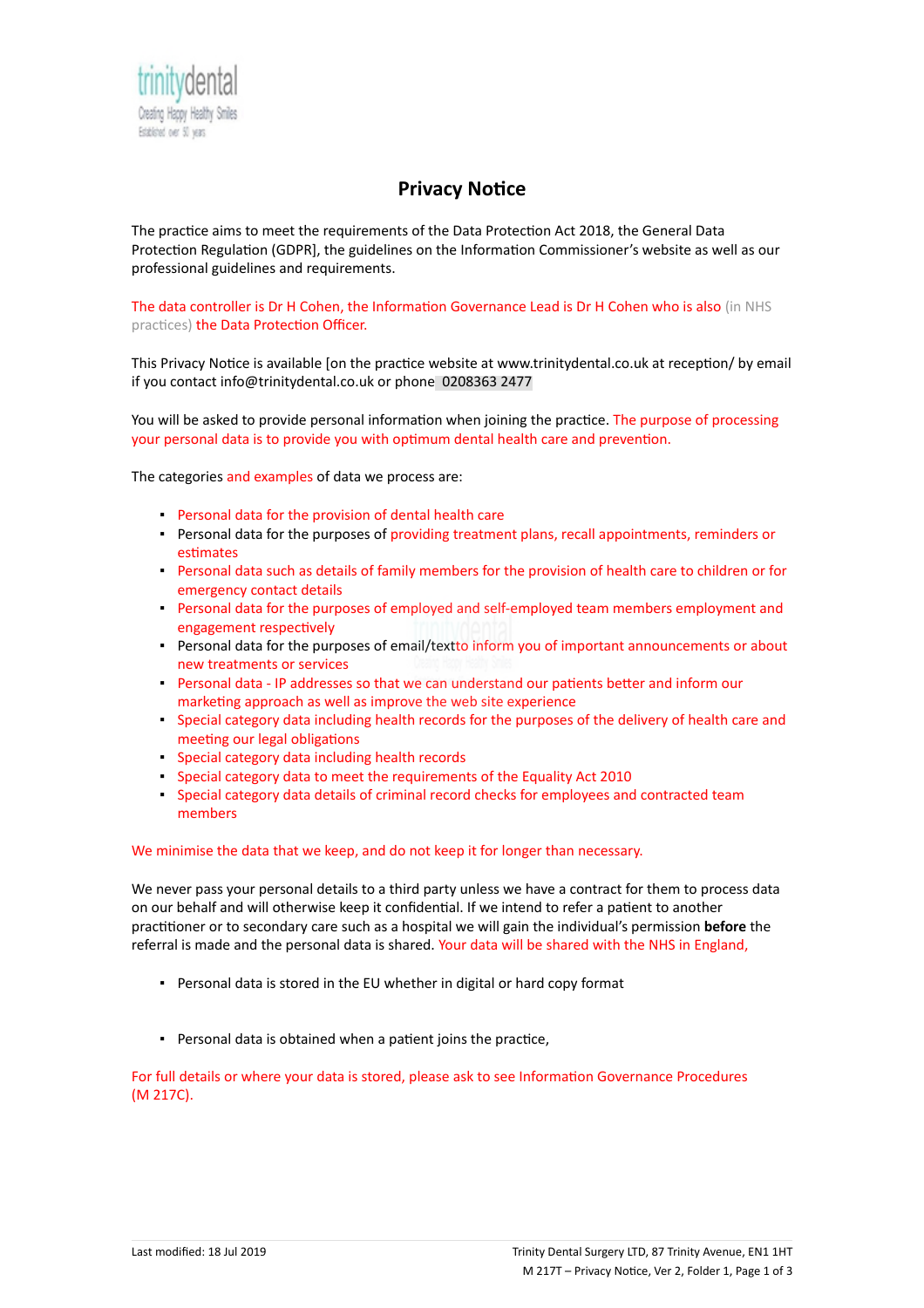trinitydental
Creating Happy Healthy Smiles
Established over 50 years

# Privacy Notice

The practice aims to meet the requirements of the Data Protection Act 2018, the General Data Protection Regulation (GDPR], the guidelines on the Information Commissioner's website as well as our professional guidelines and requirements.

The data controller is Dr H Cohen, the Information Governance Lead is Dr H Cohen who is also (in NHS practices) the Data Protection Officer.

This Privacy Notice is available [on the practice website at www.trinitydental.co.uk at reception/ by email if you contact info@trinitydental.co.uk or phone 0208363 2477

You will be asked to provide personal information when joining the practice. The purpose of processing your personal data is to provide you with optimum dental health care and prevention.

The categories and examples of data we process are:

- Personal data for the provision of dental health care
- Personal data for the purposes of providing treatment plans, recall appointments, reminders or estimates
- Personal data such as details of family members for the provision of health care to children or for emergency contact details
- Personal data for the purposes of employed and self-employed team members employment and engagement respectively
- Personal data for the purposes of email/textto inform you of important announcements or about new treatments or services
- Personal data - IP addresses so that we can understand our patients better and inform our marketing approach as well as improve the web site experience
- Special category data including health records for the purposes of the delivery of health care and meeting our legal obligations
- Special category data including health records
- Special category data to meet the requirements of the Equality Act 2010
- Special category data details of criminal record checks for employees and contracted team members

We minimise the data that we keep, and do not keep it for longer than necessary.

We never pass your personal details to a third party unless we have a contract for them to process data on our behalf and will otherwise keep it confidential. If we intend to refer a patient to another practitioner or to secondary care such as a hospital we will gain the individual's permission **before** the referral is made and the personal data is shared. Your data will be shared with the NHS in England,

- Personal data is stored in the EU whether in digital or hard copy format

- Personal data is obtained when a patient joins the practice,

For full details or where your data is stored, please ask to see Information Governance Procedures (M 217C).

Last modified: 18 Jul 2019

Trinity Dental Surgery LTD, 87 Trinity Avenue, EN1 1HT
M 217T – Privacy Notice, Ver 2, Folder 1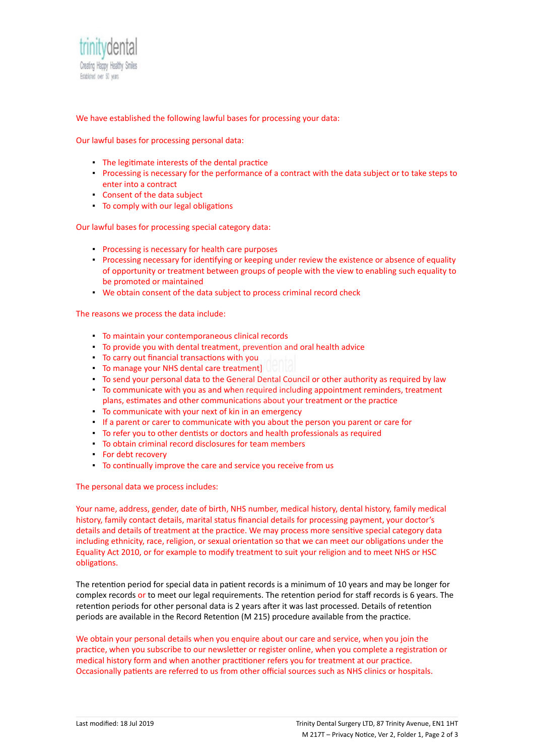We have established the following lawful bases for processing your data:

Our lawful bases for processing personal data:

- The legitimate interests of the dental practice
- Processing is necessary for the performance of a contract with the data subject or to take steps to enter into a contract
- Consent of the data subject
- To comply with our legal obligations

Our lawful bases for processing special category data:

- Processing is necessary for health care purposes
- Processing necessary for identifying or keeping under review the existence or absence of equality of opportunity or treatment between groups of people with the view to enabling such equality to be promoted or maintained
- We obtain consent of the data subject to process criminal record check

The reasons we process the data include:

- To maintain your contemporaneous clinical records
- To provide you with dental treatment, prevention and oral health advice
- To carry out financial transactions with you
- To manage your NHS dental care treatment]
- To send your personal data to the General Dental Council or other authority as required by law
- To communicate with you as and when required including appointment reminders, treatment plans, estimates and other communications about your treatment or the practice
- To communicate with your next of kin in an emergency
- If a parent or carer to communicate with you about the person you parent or care for
- To refer you to other dentists or doctors and health professionals as required
- To obtain criminal record disclosures for team members
- For debt recovery
- To continually improve the care and service you receive from us

The personal data we process includes:

Your name, address, gender, date of birth, NHS number, medical history, dental history, family medical history, family contact details, marital status financial details for processing payment, your doctor's details and details of treatment at the practice. We may process more sensitive special category data including ethnicity, race, religion, or sexual orientation so that we can meet our obligations under the Equality Act 2010, or for example to modify treatment to suit your religion and to meet NHS or HSC obligations.

The retention period for special data in patient records is a minimum of 10 years and may be longer for complex records or to meet our legal requirements. The retention period for staff records is 6 years. The retention periods for other personal data is 2 years after it was last processed. Details of retention periods are available in the Record Retention (M 215) procedure available from the practice.

We obtain your personal details when you enquire about our care and service, when you join the practice, when you subscribe to our newsletter or register online, when you complete a registration or medical history form and when another practitioner refers you for treatment at our practice. Occasionally patients are referred to us from other official sources such as NHS clinics or hospitals.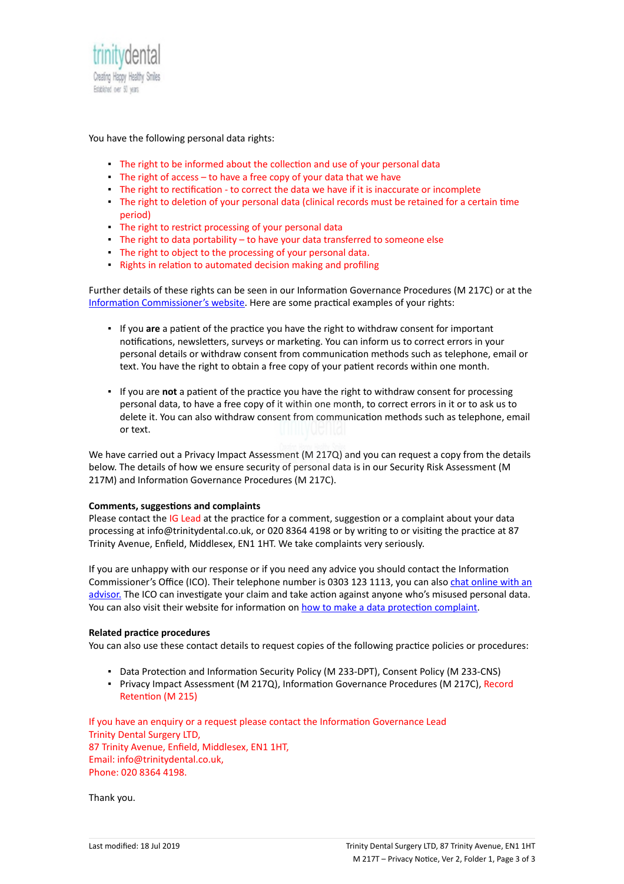You have the following personal data rights:

- The right to be informed about the collection and use of your personal data
- The right of access – to have a free copy of your data that we have
- The right to rectification - to correct the data we have if it is inaccurate or incomplete
- The right to deletion of your personal data (clinical records must be retained for a certain time period)
- The right to restrict processing of your personal data
- The right to data portability – to have your data transferred to someone else
- The right to object to the processing of your personal data.
- Rights in relation to automated decision making and profiling

Further details of these rights can be seen in our Information Governance Procedures (M 217C) or at the Information Commissioner's website. Here are some practical examples of your rights:

- If you **are** a patient of the practice you have the right to withdraw consent for important notifications, newsletters, surveys or marketing. You can inform us to correct errors in your personal details or withdraw consent from communication methods such as telephone, email or text. You have the right to obtain a free copy of your patient records within one month.

- If you are **not** a patient of the practice you have the right to withdraw consent for processing personal data, to have a free copy of it within one month, to correct errors in it or to ask us to delete it. You can also withdraw consent from communication methods such as telephone, email or text.

We have carried out a Privacy Impact Assessment (M 217Q) and you can request a copy from the details below. The details of how we ensure security of personal data is in our Security Risk Assessment (M 217M) and Information Governance Procedures (M 217C).

**Comments, suggestions and complaints**
Please contact the IG Lead at the practice for a comment, suggestion or a complaint about your data processing at info@trinitydental.co.uk, or 020 8364 4198 or by writing to or visiting the practice at 87 Trinity Avenue, Enfield, Middlesex, EN1 1HT. We take complaints very seriously.

If you are unhappy with our response or if you need any advice you should contact the Information Commissioner's Office (ICO). Their telephone number is 0303 123 1113, you can also chat online with an advisor. The ICO can investigate your claim and take action against anyone who's misused personal data. You can also visit their website for information on how to make a data protection complaint.

**Related practice procedures**
You can also use these contact details to request copies of the following practice policies or procedures:

- Data Protection and Information Security Policy (M 233-DPT), Consent Policy (M 233-CNS)
- Privacy Impact Assessment (M 217Q), Information Governance Procedures (M 217C), Record Retention (M 215)

If you have an enquiry or a request please contact the Information Governance Lead
Trinity Dental Surgery LTD,
87 Trinity Avenue, Enfield, Middlesex, EN1 1HT,
Email: info@trinitydental.co.uk,
Phone: 020 8364 4198.

Thank you.